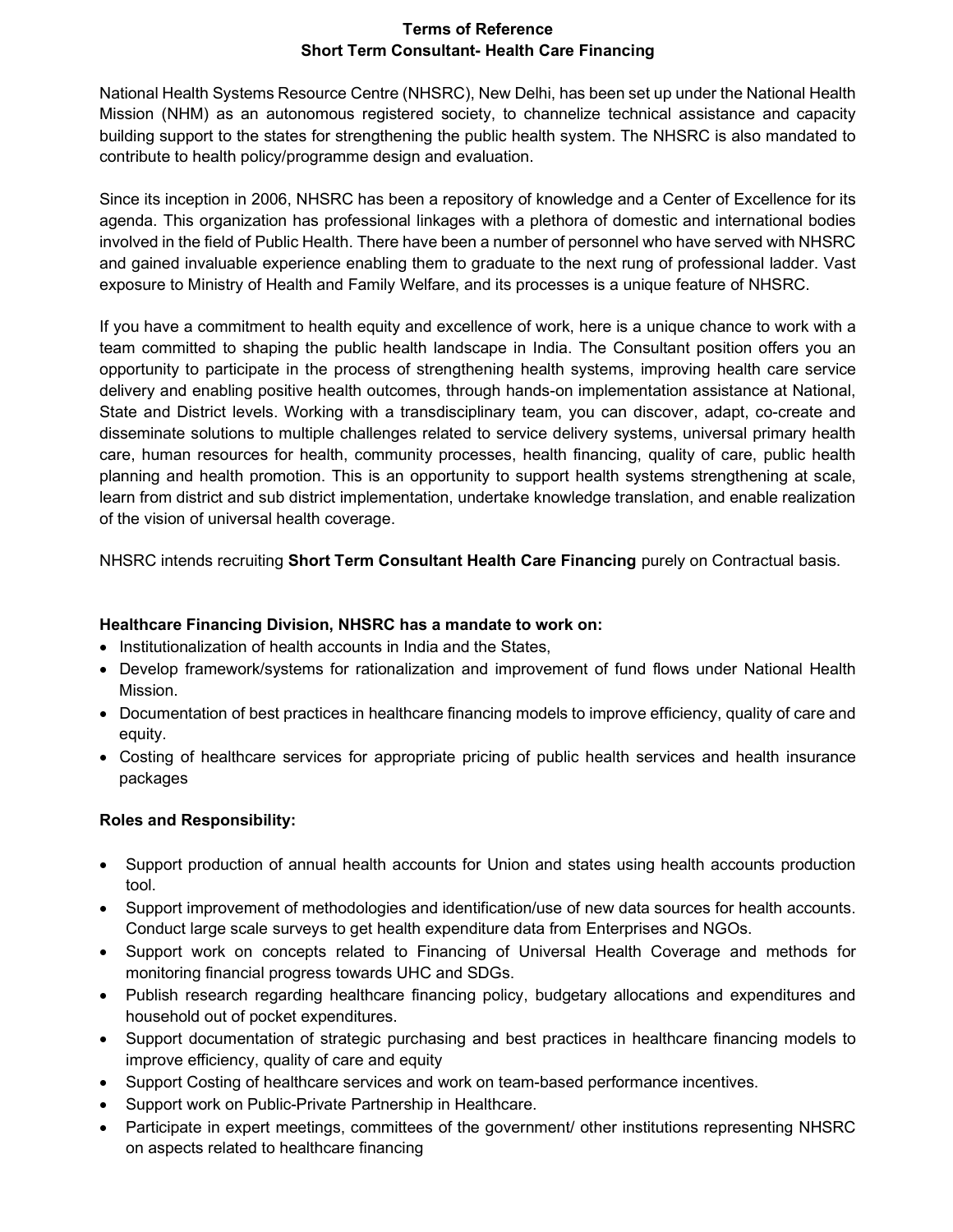# Terms of Reference
## Short Term Consultant- Health Care Financing

National Health Systems Resource Centre (NHSRC), New Delhi, has been set up under the National Health Mission (NHM) as an autonomous registered society, to channelize technical assistance and capacity building support to the states for strengthening the public health system. The NHSRC is also mandated to contribute to health policy/programme design and evaluation.

Since its inception in 2006, NHSRC has been a repository of knowledge and a Center of Excellence for its agenda. This organization has professional linkages with a plethora of domestic and international bodies involved in the field of Public Health. There have been a number of personnel who have served with NHSRC and gained invaluable experience enabling them to graduate to the next rung of professional ladder. Vast exposure to Ministry of Health and Family Welfare, and its processes is a unique feature of NHSRC.

If you have a commitment to health equity and excellence of work, here is a unique chance to work with a team committed to shaping the public health landscape in India. The Consultant position offers you an opportunity to participate in the process of strengthening health systems, improving health care service delivery and enabling positive health outcomes, through hands-on implementation assistance at National, State and District levels. Working with a transdisciplinary team, you can discover, adapt, co-create and disseminate solutions to multiple challenges related to service delivery systems, universal primary health care, human resources for health, community processes, health financing, quality of care, public health planning and health promotion. This is an opportunity to support health systems strengthening at scale, learn from district and sub district implementation, undertake knowledge translation, and enable realization of the vision of universal health coverage.

NHSRC intends recruiting **Short Term Consultant Health Care Financing** purely on Contractual basis.

**Healthcare Financing Division, NHSRC has a mandate to work on:**

- Institutionalization of health accounts in India and the States,
- Develop framework/systems for rationalization and improvement of fund flows under National Health Mission.
- Documentation of best practices in healthcare financing models to improve efficiency, quality of care and equity.
- Costing of healthcare services for appropriate pricing of public health services and health insurance packages

**Roles and Responsibility:**

- Support production of annual health accounts for Union and states using health accounts production tool.
- Support improvement of methodologies and identification/use of new data sources for health accounts. Conduct large scale surveys to get health expenditure data from Enterprises and NGOs.
- Support work on concepts related to Financing of Universal Health Coverage and methods for monitoring financial progress towards UHC and SDGs.
- Publish research regarding healthcare financing policy, budgetary allocations and expenditures and household out of pocket expenditures.
- Support documentation of strategic purchasing and best practices in healthcare financing models to improve efficiency, quality of care and equity
- Support Costing of healthcare services and work on team-based performance incentives.
- Support work on Public-Private Partnership in Healthcare.
- Participate in expert meetings, committees of the government/ other institutions representing NHSRC on aspects related to healthcare financing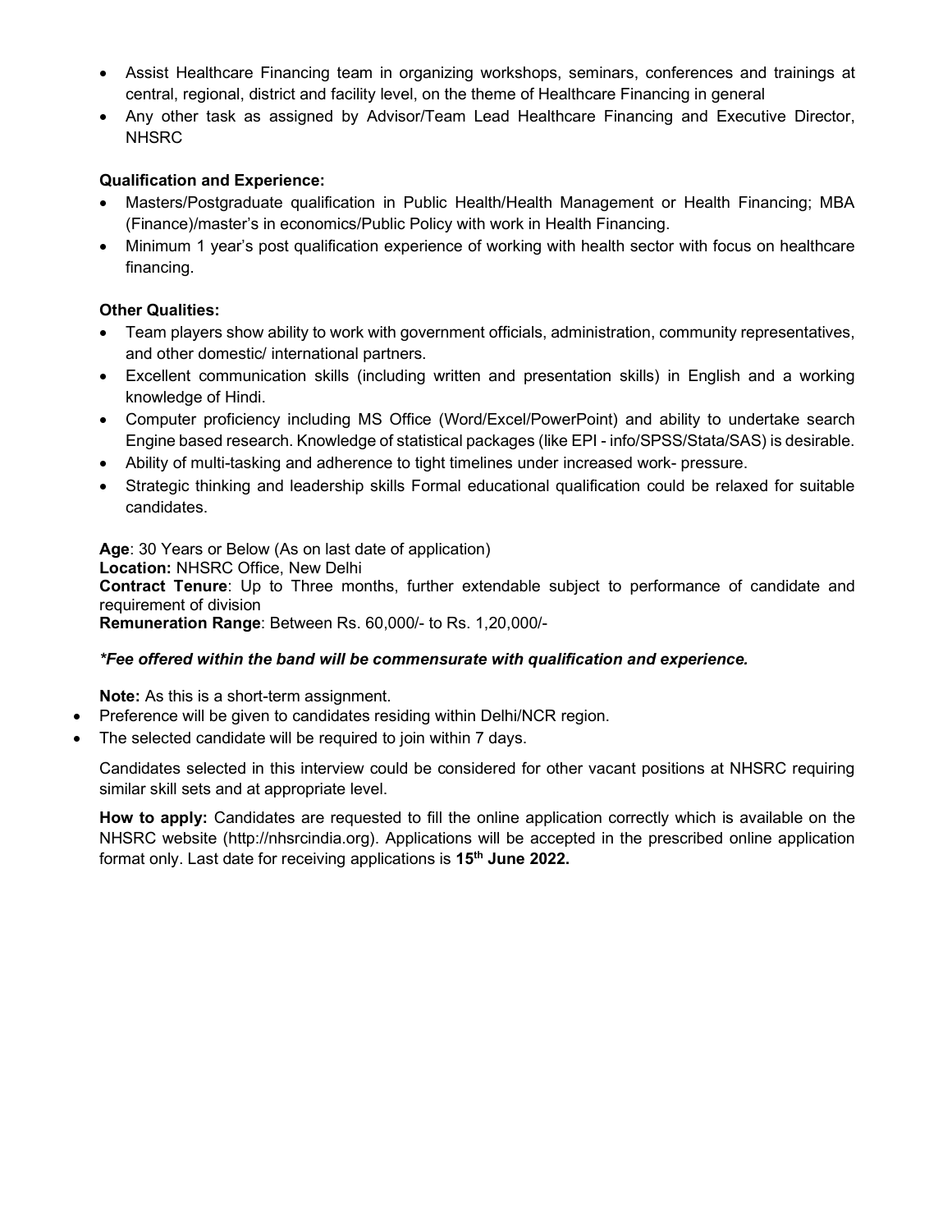- Assist Healthcare Financing team in organizing workshops, seminars, conferences and trainings at central, regional, district and facility level, on the theme of Healthcare Financing in general
- Any other task as assigned by Advisor/Team Lead Healthcare Financing and Executive Director, NHSRC

**Qualification and Experience:**

- Masters/Postgraduate qualification in Public Health/Health Management or Health Financing; MBA (Finance)/master's in economics/Public Policy with work in Health Financing.
- Minimum 1 year's post qualification experience of working with health sector with focus on healthcare financing.

**Other Qualities:**

- Team players show ability to work with government officials, administration, community representatives, and other domestic/ international partners.
- Excellent communication skills (including written and presentation skills) in English and a working knowledge of Hindi.
- Computer proficiency including MS Office (Word/Excel/PowerPoint) and ability to undertake search Engine based research. Knowledge of statistical packages (like EPI - info/SPSS/Stata/SAS) is desirable.
- Ability of multi-tasking and adherence to tight timelines under increased work- pressure.
- Strategic thinking and leadership skills Formal educational qualification could be relaxed for suitable candidates.

**Age**: 30 Years or Below (As on last date of application)
**Location:** NHSRC Office, New Delhi
**Contract Tenure**: Up to Three months, further extendable subject to performance of candidate and requirement of division
**Remuneration Range**: Between Rs. 60,000/- to Rs. 1,20,000/-

***Fee offered within the band will be commensurate with qualification and experience.***

**Note:** As this is a short-term assignment.

- Preference will be given to candidates residing within Delhi/NCR region.
- The selected candidate will be required to join within 7 days.

Candidates selected in this interview could be considered for other vacant positions at NHSRC requiring similar skill sets and at appropriate level.

**How to apply:** Candidates are requested to fill the online application correctly which is available on the NHSRC website (http://nhsrcindia.org). Applications will be accepted in the prescribed online application format only. Last date for receiving applications is **15th June 2022.**